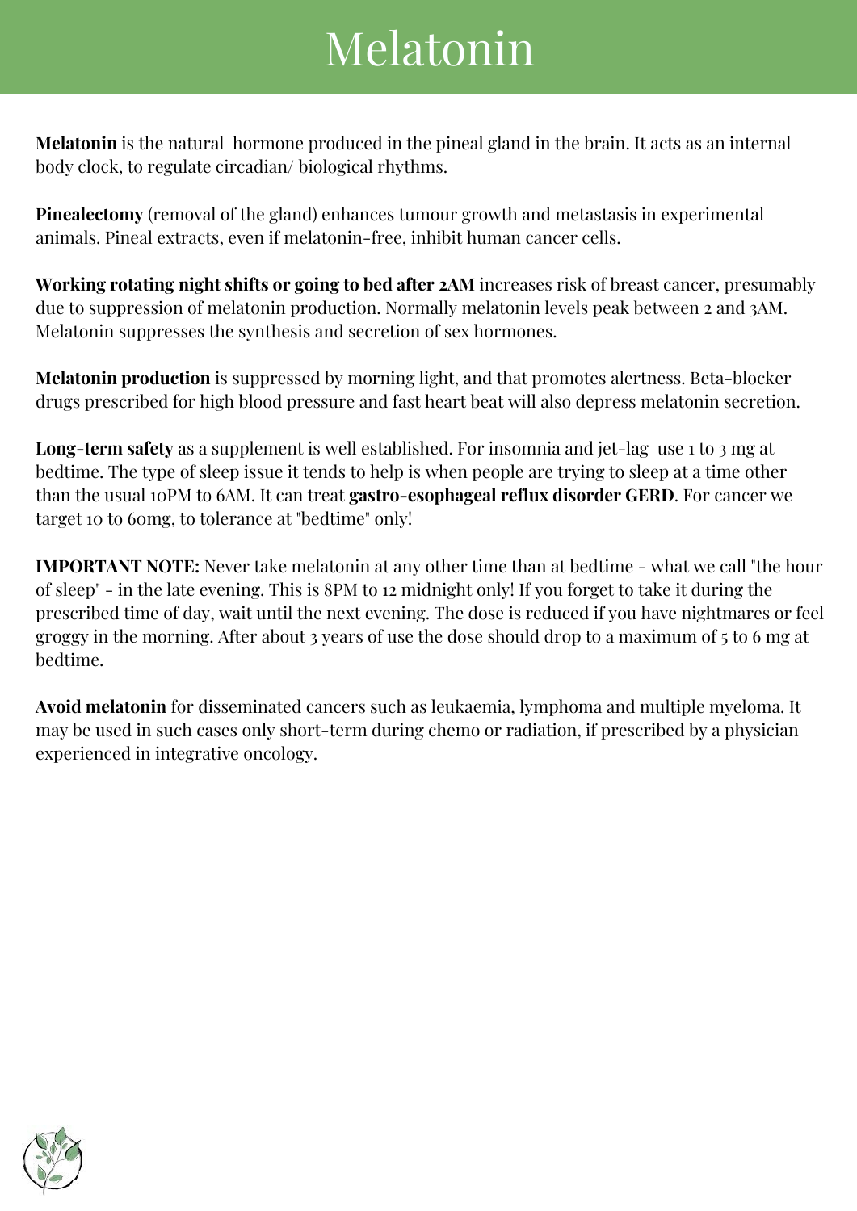# Melatonin

**Melatonin** is the natural hormone produced in the pineal gland in the brain. It acts as an internal body clock, to regulate circadian/ biological rhythms.

**Pinealectomy** (removal of the gland) enhances tumour growth and metastasis in experimental animals. Pineal extracts, even if melatonin-free, inhibit human cancer cells.

**Working rotating night shifts or going to bed after 2AM** increases risk of breast cancer, presumably due to suppression of melatonin production. Normally melatonin levels peak between 2 and 3AM. Melatonin suppresses the synthesis and secretion of sex hormones.

**Melatonin production** is suppressed by morning light, and that promotes alertness. Beta-blocker drugs prescribed for high blood pressure and fast heart beat will also depress melatonin secretion.

**Long-term safety** as a supplement is well established. For insomnia and jet-lag use 1 to 3 mg at bedtime. The type of sleep issue it tends to help is when people are trying to sleep at a time other than the usual 10PM to 6AM. It can treat **gastro-esophageal reflux disorder GERD**. For cancer we target 10 to 60mg, to tolerance at "bedtime" only!

**IMPORTANT NOTE:** Never take melatonin at any other time than at bedtime - what we call "the hour of sleep" - in the late evening. This is 8PM to 12 midnight only! If you forget to take it during the prescribed time of day, wait until the next evening. The dose is reduced if you have nightmares or feel groggy in the morning. After about 3 years of use the dose should drop to a maximum of 5 to 6 mg at bedtime.

**Avoid melatonin** for disseminated cancers such as leukaemia, lymphoma and multiple myeloma. It may be used in such cases only short-term during chemo or radiation, if prescribed by a physician experienced in integrative oncology.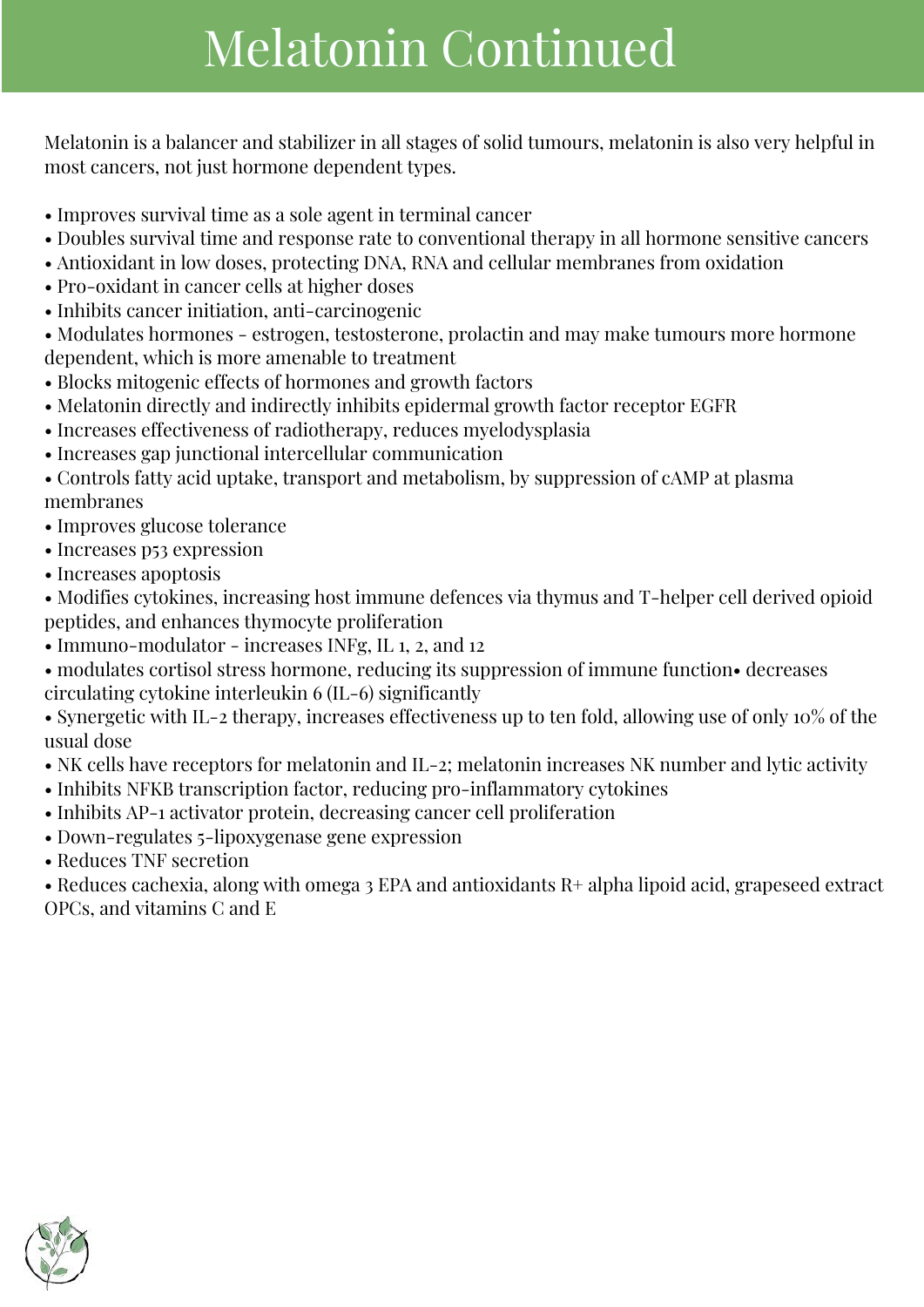# Melatonin Continued

Melatonin is a balancer and stabilizer in all stages of solid tumours, melatonin is also very helpful in most cancers, not just hormone dependent types.

- Improves survival time as a sole agent in terminal cancer
- Doubles survival time and response rate to conventional therapy in all hormone sensitive cancers
- Antioxidant in low doses, protecting DNA, RNA and cellular membranes from oxidation
- Pro-oxidant in cancer cells at higher doses
- Inhibits cancer initiation, anti-carcinogenic
- Modulates hormones - estrogen, testosterone, prolactin and may make tumours more hormone dependent, which is more amenable to treatment
- Blocks mitogenic effects of hormones and growth factors
- Melatonin directly and indirectly inhibits epidermal growth factor receptor EGFR
- Increases effectiveness of radiotherapy, reduces myelodysplasia
- Increases gap junctional intercellular communication
- Controls fatty acid uptake, transport and metabolism, by suppression of cAMP at plasma membranes
- Improves glucose tolerance
- Increases p53 expression
- Increases apoptosis
- Modifies cytokines, increasing host immune defences via thymus and T-helper cell derived opioid peptides, and enhances thymocyte proliferation
- Immuno-modulator - increases INFg, IL 1, 2, and 12
- modulates cortisol stress hormone, reducing its suppression of immune function• decreases circulating cytokine interleukin 6 (IL-6) significantly
- Synergetic with IL-2 therapy, increases effectiveness up to ten fold, allowing use of only 10% of the usual dose
- NK cells have receptors for melatonin and IL-2; melatonin increases NK number and lytic activity
- Inhibits NFKB transcription factor, reducing pro-inflammatory cytokines
- Inhibits AP-1 activator protein, decreasing cancer cell proliferation
- Down-regulates 5-lipoxygenase gene expression
- Reduces TNF secretion
- Reduces cachexia, along with omega 3 EPA and antioxidants R+ alpha lipoid acid, grapeseed extract OPCs, and vitamins C and E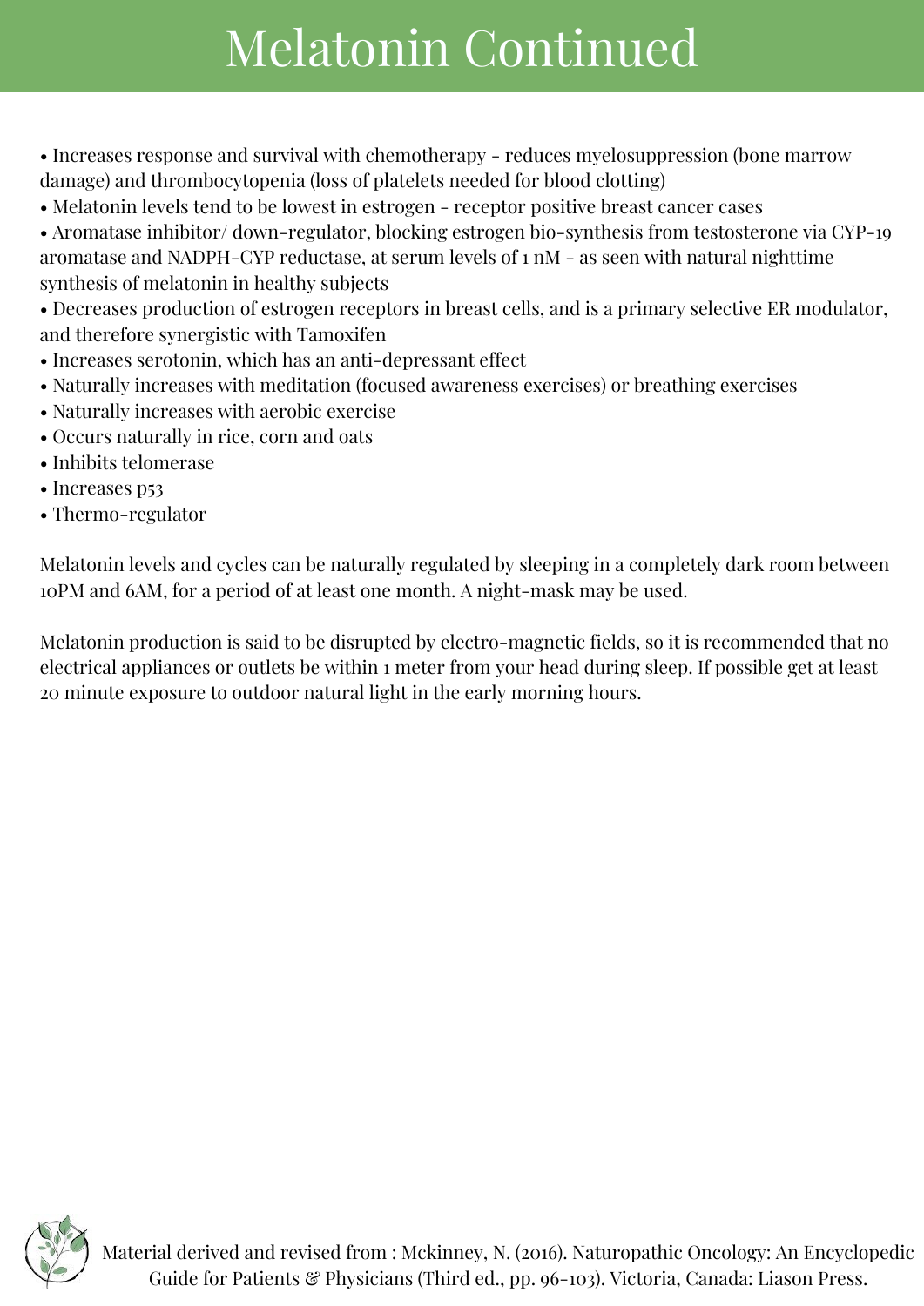# Melatonin Continued

- Increases response and survival with chemotherapy - reduces myelosuppression (bone marrow damage) and thrombocytopenia (loss of platelets needed for blood clotting)
- Melatonin levels tend to be lowest in estrogen - receptor positive breast cancer cases
- Aromatase inhibitor/ down-regulator, blocking estrogen bio-synthesis from testosterone via CYP-19 aromatase and NADPH-CYP reductase, at serum levels of 1 nM - as seen with natural nighttime synthesis of melatonin in healthy subjects
- Decreases production of estrogen receptors in breast cells, and is a primary selective ER modulator, and therefore synergistic with Tamoxifen
- Increases serotonin, which has an anti-depressant effect
- Naturally increases with meditation (focused awareness exercises) or breathing exercises
- Naturally increases with aerobic exercise
- Occurs naturally in rice, corn and oats
- Inhibits telomerase
- Increases p53
- Thermo-regulator

Melatonin levels and cycles can be naturally regulated by sleeping in a completely dark room between 10PM and 6AM, for a period of at least one month. A night-mask may be used.

Melatonin production is said to be disrupted by electro-magnetic fields, so it is recommended that no electrical appliances or outlets be within 1 meter from your head during sleep. If possible get at least 20 minute exposure to outdoor natural light in the early morning hours.

Material derived and revised from : Mckinney, N. (2016). Naturopathic Oncology: An Encyclopedic Guide for Patients & Physicians (Third ed., pp. 96-103). Victoria, Canada: Liason Press.